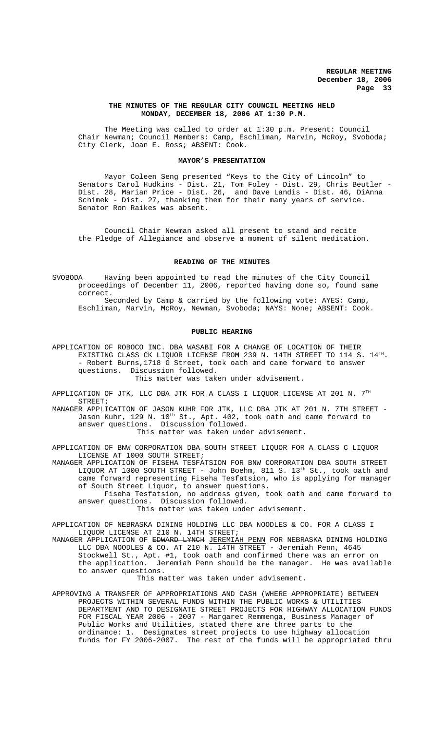**THE MINUTES OF THE REGULAR CITY COUNCIL MEETING HELD MONDAY, DECEMBER 18, 2006 AT 1:30 P.M.**

The Meeting was called to order at 1:30 p.m. Present: Council Chair Newman; Council Members: Camp, Eschliman, Marvin, McRoy, Svoboda; City Clerk, Joan E. Ross; ABSENT: Cook.

**MAYOR'S PRESENTATION**

Mayor Coleen Seng presented "Keys to the City of Lincoln" to Senators Carol Hudkins - Dist. 21, Tom Foley - Dist. 29, Chris Beutler - Dist. 28, Marian Price - Dist. 26, and Dave Landis - Dist. 46, DiAnna Schimek - Dist. 27, thanking them for their many years of service. Senator Ron Raikes was absent.

Council Chair Newman asked all present to stand and recite the Pledge of Allegiance and observe a moment of silent meditation.

**READING OF THE MINUTES**

SVOBODA Having been appointed to read the minutes of the City Council proceedings of December 11, 2006, reported having done so, found same correct.

Seconded by Camp & carried by the following vote: AYES: Camp, Eschliman, Marvin, McRoy, Newman, Svoboda; NAYS: None; ABSENT: Cook.

**PUBLIC HEARING**

APPLICATION OF ROBOCO INC. DBA WASABI FOR A CHANGE OF LOCATION OF THEIR EXISTING CLASS CK LIQUOR LICENSE FROM 239 N. 14TH STREET TO 114 S. 14TH. - Robert Burns,1718 G Street, took oath and came forward to answer questions. Discussion followed.

This matter was taken under advisement.

APPLICATION OF JTK, LLC DBA JTK FOR A CLASS I LIQUOR LICENSE AT 201 N. 7TH STREET;

MANAGER APPLICATION OF JASON KUHR FOR JTK, LLC DBA JTK AT 201 N. 7TH STREET - Jason Kuhr, 129 N. 10th St., Apt. 402, took oath and came forward to answer questions. Discussion followed.

This matter was taken under advisement.

APPLICATION OF BNW CORPORATION DBA SOUTH STREET LIQUOR FOR A CLASS C LIQUOR LICENSE AT 1000 SOUTH STREET;

MANAGER APPLICATION OF FISEHA TESFATSION FOR BNW CORPORATION DBA SOUTH STREET LIQUOR AT 1000 SOUTH STREET - John Boehm, 811 S. 13th St., took oath and came forward representing Fiseha Tesfatsion, who is applying for manager of South Street Liquor, to answer questions.

Fiseha Tesfatsion, no address given, took oath and came forward to answer questions. Discussion followed.

This matter was taken under advisement.

APPLICATION OF NEBRASKA DINING HOLDING LLC DBA NOODLES & CO. FOR A CLASS I LIQUOR LICENSE AT 210 N. 14TH STREET;

MANAGER APPLICATION OF ~~EDWARD LYNCH~~ JEREMIAH PENN FOR NEBRASKA DINING HOLDING LLC DBA NOODLES & CO. AT 210 N. 14TH STREET - Jeremiah Penn, 4645 Stockwell St., Apt. #1, took oath and confirmed there was an error on the application. Jeremiah Penn should be the manager. He was available to answer questions.

This matter was taken under advisement.

APPROVING A TRANSFER OF APPROPRIATIONS AND CASH (WHERE APPROPRIATE) BETWEEN PROJECTS WITHIN SEVERAL FUNDS WITHIN THE PUBLIC WORKS & UTILITIES DEPARTMENT AND TO DESIGNATE STREET PROJECTS FOR HIGHWAY ALLOCATION FUNDS FOR FISCAL YEAR 2006 - 2007 - Margaret Remmenga, Business Manager of Public Works and Utilities, stated there are three parts to the ordinance: 1. Designates street projects to use highway allocation funds for FY 2006-2007. The rest of the funds will be appropriated thru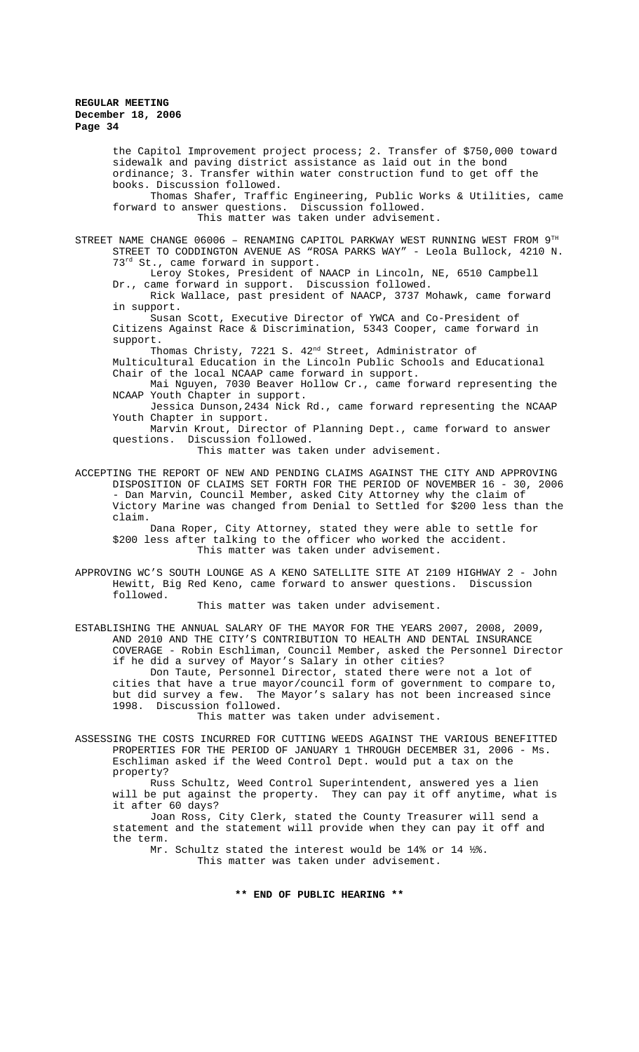the Capitol Improvement project process; 2. Transfer of $750,000 toward sidewalk and paving district assistance as laid out in the bond ordinance; 3. Transfer within water construction fund to get off the books. Discussion followed.

Thomas Shafer, Traffic Engineering, Public Works & Utilities, came forward to answer questions. Discussion followed.

This matter was taken under advisement.

STREET NAME CHANGE 06006 – RENAMING CAPITOL PARKWAY WEST RUNNING WEST FROM 9TH STREET TO CODDINGTON AVENUE AS "ROSA PARKS WAY" - Leola Bullock, 4210 N. 73rd St., came forward in support.

Leroy Stokes, President of NAACP in Lincoln, NE, 6510 Campbell Dr., came forward in support. Discussion followed.

Rick Wallace, past president of NAACP, 3737 Mohawk, came forward in support.

Susan Scott, Executive Director of YWCA and Co-President of Citizens Against Race & Discrimination, 5343 Cooper, came forward in support.

Thomas Christy, 7221 S. 42nd Street, Administrator of Multicultural Education in the Lincoln Public Schools and Educational Chair of the local NCAAP came forward in support.

Mai Nguyen, 7030 Beaver Hollow Cr., came forward representing the NCAAP Youth Chapter in support.

Jessica Dunson,2434 Nick Rd., came forward representing the NCAAP Youth Chapter in support.

Marvin Krout, Director of Planning Dept., came forward to answer questions. Discussion followed.

This matter was taken under advisement.

ACCEPTING THE REPORT OF NEW AND PENDING CLAIMS AGAINST THE CITY AND APPROVING DISPOSITION OF CLAIMS SET FORTH FOR THE PERIOD OF NOVEMBER 16 - 30, 2006 - Dan Marvin, Council Member, asked City Attorney why the claim of Victory Marine was changed from Denial to Settled for $200 less than the claim.

Dana Roper, City Attorney, stated they were able to settle for $200 less after talking to the officer who worked the accident.

This matter was taken under advisement.

APPROVING WC'S SOUTH LOUNGE AS A KENO SATELLITE SITE AT 2109 HIGHWAY 2 - John Hewitt, Big Red Keno, came forward to answer questions. Discussion followed.

This matter was taken under advisement.

ESTABLISHING THE ANNUAL SALARY OF THE MAYOR FOR THE YEARS 2007, 2008, 2009, AND 2010 AND THE CITY'S CONTRIBUTION TO HEALTH AND DENTAL INSURANCE COVERAGE - Robin Eschliman, Council Member, asked the Personnel Director if he did a survey of Mayor's Salary in other cities?

Don Taute, Personnel Director, stated there were not a lot of cities that have a true mayor/council form of government to compare to, but did survey a few. The Mayor's salary has not been increased since 1998. Discussion followed.

This matter was taken under advisement.

ASSESSING THE COSTS INCURRED FOR CUTTING WEEDS AGAINST THE VARIOUS BENEFITTED PROPERTIES FOR THE PERIOD OF JANUARY 1 THROUGH DECEMBER 31, 2006 - Ms. Eschliman asked if the Weed Control Dept. would put a tax on the property?

Russ Schultz, Weed Control Superintendent, answered yes a lien will be put against the property. They can pay it off anytime, what is it after 60 days?

Joan Ross, City Clerk, stated the County Treasurer will send a statement and the statement will provide when they can pay it off and the term.

Mr. Schultz stated the interest would be 14% or 14 ½%.

This matter was taken under advisement.

**\*\* END OF PUBLIC HEARING \*\***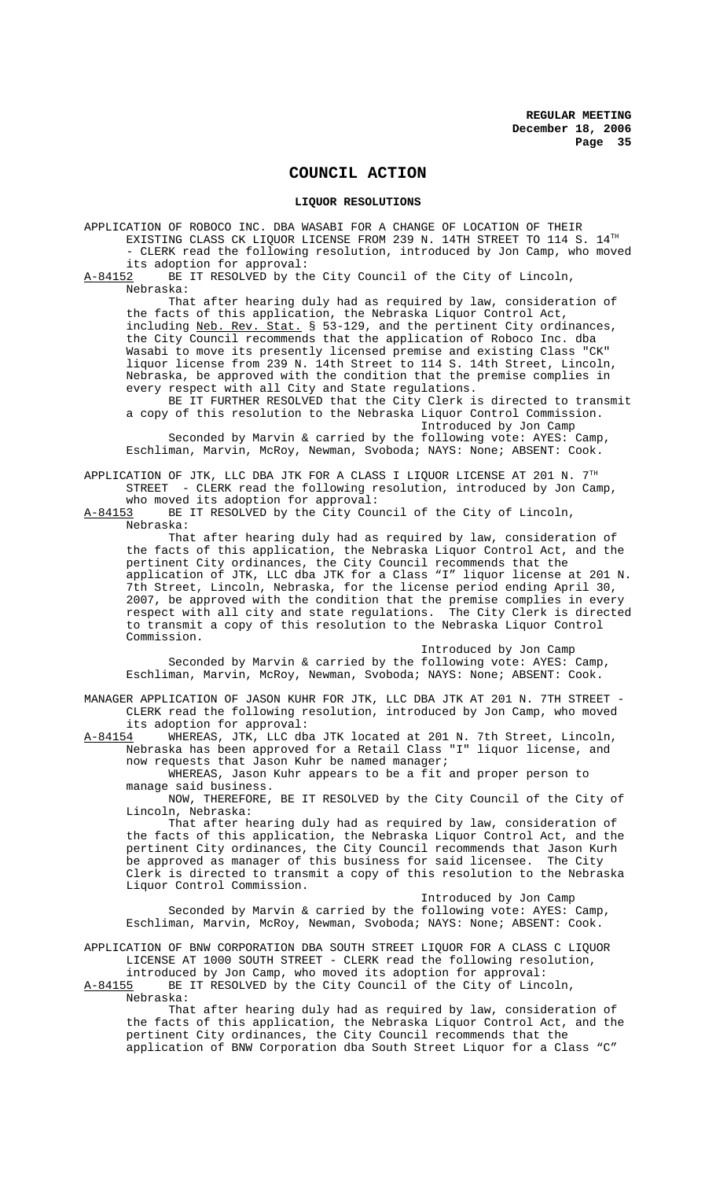# COUNCIL ACTION

## LIQUOR RESOLUTIONS

APPLICATION OF ROBOCO INC. DBA WASABI FOR A CHANGE OF LOCATION OF THEIR EXISTING CLASS CK LIQUOR LICENSE FROM 239 N. 14TH STREET TO 114 S. 14TH - CLERK read the following resolution, introduced by Jon Camp, who moved its adoption for approval:

A-84152 BE IT RESOLVED by the City Council of the City of Lincoln, Nebraska:

That after hearing duly had as required by law, consideration of the facts of this application, the Nebraska Liquor Control Act, including Neb. Rev. Stat. § 53-129, and the pertinent City ordinances, the City Council recommends that the application of Roboco Inc. dba Wasabi to move its presently licensed premise and existing Class "CK" liquor license from 239 N. 14th Street to 114 S. 14th Street, Lincoln, Nebraska, be approved with the condition that the premise complies in every respect with all City and State regulations.

BE IT FURTHER RESOLVED that the City Clerk is directed to transmit a copy of this resolution to the Nebraska Liquor Control Commission.

Introduced by Jon Camp

Seconded by Marvin & carried by the following vote: AYES: Camp, Eschliman, Marvin, McRoy, Newman, Svoboda; NAYS: None; ABSENT: Cook.

APPLICATION OF JTK, LLC DBA JTK FOR A CLASS I LIQUOR LICENSE AT 201 N. 7TH STREET - CLERK read the following resolution, introduced by Jon Camp, who moved its adoption for approval:

A-84153 BE IT RESOLVED by the City Council of the City of Lincoln, Nebraska:

That after hearing duly had as required by law, consideration of the facts of this application, the Nebraska Liquor Control Act, and the pertinent City ordinances, the City Council recommends that the application of JTK, LLC dba JTK for a Class "I" liquor license at 201 N. 7th Street, Lincoln, Nebraska, for the license period ending April 30, 2007, be approved with the condition that the premise complies in every respect with all city and state regulations. The City Clerk is directed to transmit a copy of this resolution to the Nebraska Liquor Control Commission.

Introduced by Jon Camp

Seconded by Marvin & carried by the following vote: AYES: Camp, Eschliman, Marvin, McRoy, Newman, Svoboda; NAYS: None; ABSENT: Cook.

MANAGER APPLICATION OF JASON KUHR FOR JTK, LLC DBA JTK AT 201 N. 7TH STREET - CLERK read the following resolution, introduced by Jon Camp, who moved its adoption for approval:

A-84154 WHEREAS, JTK, LLC dba JTK located at 201 N. 7th Street, Lincoln, Nebraska has been approved for a Retail Class "I" liquor license, and now requests that Jason Kuhr be named manager;

WHEREAS, Jason Kuhr appears to be a fit and proper person to manage said business.

NOW, THEREFORE, BE IT RESOLVED by the City Council of the City of Lincoln, Nebraska:

That after hearing duly had as required by law, consideration of the facts of this application, the Nebraska Liquor Control Act, and the pertinent City ordinances, the City Council recommends that Jason Kurh be approved as manager of this business for said licensee. The City Clerk is directed to transmit a copy of this resolution to the Nebraska Liquor Control Commission.

Introduced by Jon Camp

Seconded by Marvin & carried by the following vote: AYES: Camp, Eschliman, Marvin, McRoy, Newman, Svoboda; NAYS: None; ABSENT: Cook.

APPLICATION OF BNW CORPORATION DBA SOUTH STREET LIQUOR FOR A CLASS C LIQUOR LICENSE AT 1000 SOUTH STREET - CLERK read the following resolution, introduced by Jon Camp, who moved its adoption for approval:

A-84155 BE IT RESOLVED by the City Council of the City of Lincoln, Nebraska:

That after hearing duly had as required by law, consideration of the facts of this application, the Nebraska Liquor Control Act, and the pertinent City ordinances, the City Council recommends that the application of BNW Corporation dba South Street Liquor for a Class "C"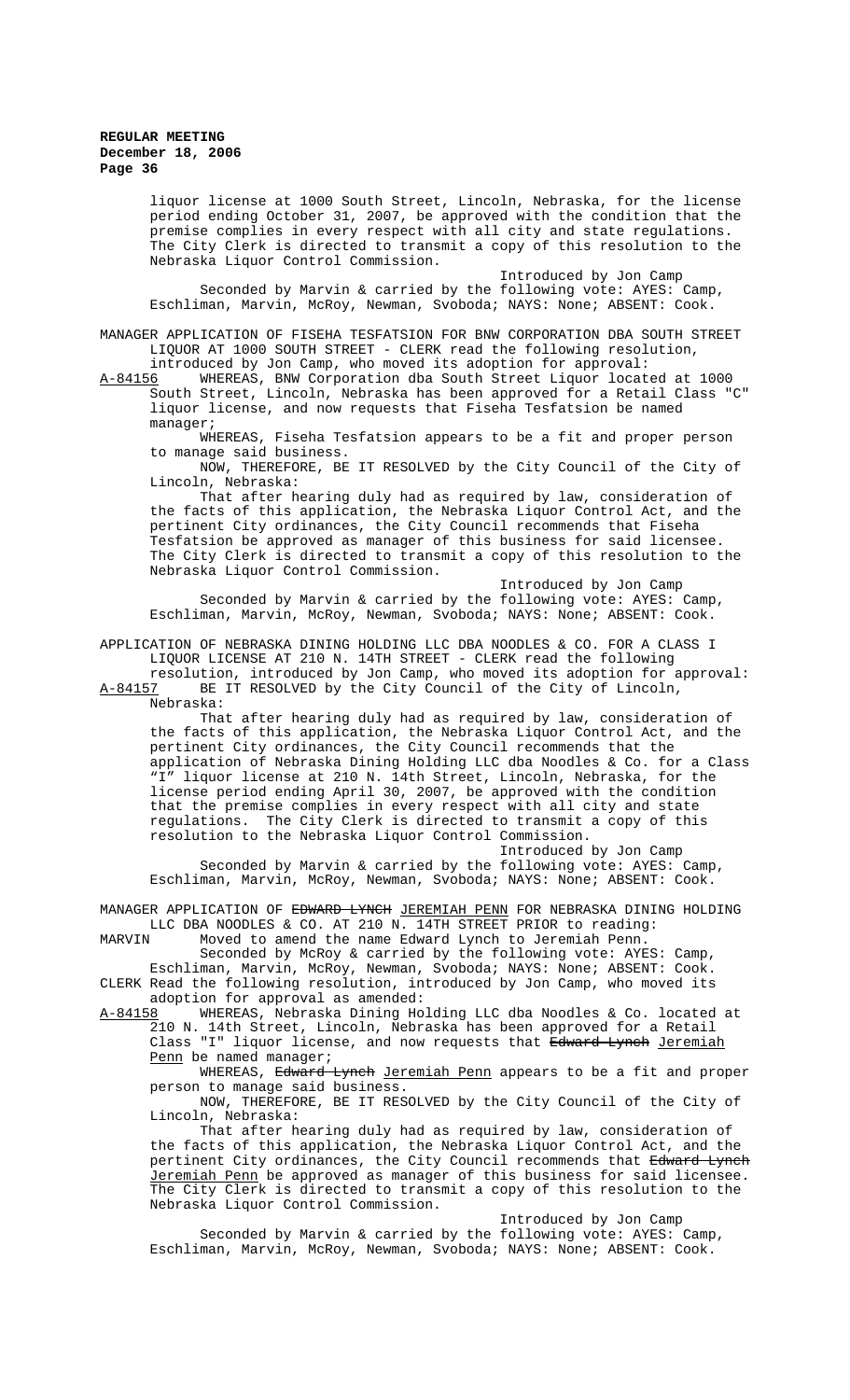liquor license at 1000 South Street, Lincoln, Nebraska, for the license period ending October 31, 2007, be approved with the condition that the premise complies in every respect with all city and state regulations. The City Clerk is directed to transmit a copy of this resolution to the Nebraska Liquor Control Commission.

Introduced by Jon Camp

Seconded by Marvin & carried by the following vote: AYES: Camp, Eschliman, Marvin, McRoy, Newman, Svoboda; NAYS: None; ABSENT: Cook.

MANAGER APPLICATION OF FISEHA TESFATSION FOR BNW CORPORATION DBA SOUTH STREET LIQUOR AT 1000 SOUTH STREET - CLERK read the following resolution, introduced by Jon Camp, who moved its adoption for approval:

A-84156 WHEREAS, BNW Corporation dba South Street Liquor located at 1000 South Street, Lincoln, Nebraska has been approved for a Retail Class "C" liquor license, and now requests that Fiseha Tesfatsion be named manager;

WHEREAS, Fiseha Tesfatsion appears to be a fit and proper person to manage said business.

NOW, THEREFORE, BE IT RESOLVED by the City Council of the City of Lincoln, Nebraska:

That after hearing duly had as required by law, consideration of the facts of this application, the Nebraska Liquor Control Act, and the pertinent City ordinances, the City Council recommends that Fiseha Tesfatsion be approved as manager of this business for said licensee. The City Clerk is directed to transmit a copy of this resolution to the Nebraska Liquor Control Commission.

Introduced by Jon Camp

Seconded by Marvin & carried by the following vote: AYES: Camp, Eschliman, Marvin, McRoy, Newman, Svoboda; NAYS: None; ABSENT: Cook.

APPLICATION OF NEBRASKA DINING HOLDING LLC DBA NOODLES & CO. FOR A CLASS I LIQUOR LICENSE AT 210 N. 14TH STREET - CLERK read the following resolution, introduced by Jon Camp, who moved its adoption for approval:

A-84157 BE IT RESOLVED by the City Council of the City of Lincoln, Nebraska:

That after hearing duly had as required by law, consideration of the facts of this application, the Nebraska Liquor Control Act, and the pertinent City ordinances, the City Council recommends that the application of Nebraska Dining Holding LLC dba Noodles & Co. for a Class "I" liquor license at 210 N. 14th Street, Lincoln, Nebraska, for the license period ending April 30, 2007, be approved with the condition that the premise complies in every respect with all city and state regulations. The City Clerk is directed to transmit a copy of this resolution to the Nebraska Liquor Control Commission.

Introduced by Jon Camp

Seconded by Marvin & carried by the following vote: AYES: Camp, Eschliman, Marvin, McRoy, Newman, Svoboda; NAYS: None; ABSENT: Cook.

MANAGER APPLICATION OF ~~EDWARD LYNCH~~ JEREMIAH PENN FOR NEBRASKA DINING HOLDING LLC DBA NOODLES & CO. AT 210 N. 14TH STREET PRIOR to reading:

MARVIN Moved to amend the name Edward Lynch to Jeremiah Penn.

Seconded by McRoy & carried by the following vote: AYES: Camp, Eschliman, Marvin, McRoy, Newman, Svoboda; NAYS: None; ABSENT: Cook.

CLERK Read the following resolution, introduced by Jon Camp, who moved its adoption for approval as amended:

A-84158 WHEREAS, Nebraska Dining Holding LLC dba Noodles & Co. located at 210 N. 14th Street, Lincoln, Nebraska has been approved for a Retail Class "I" liquor license, and now requests that ~~Edward Lynch~~ Jeremiah Penn be named manager;

WHEREAS, ~~Edward Lynch~~ Jeremiah Penn appears to be a fit and proper person to manage said business.

NOW, THEREFORE, BE IT RESOLVED by the City Council of the City of Lincoln, Nebraska:

That after hearing duly had as required by law, consideration of the facts of this application, the Nebraska Liquor Control Act, and the pertinent City ordinances, the City Council recommends that ~~Edward Lynch~~ Jeremiah Penn be approved as manager of this business for said licensee. The City Clerk is directed to transmit a copy of this resolution to the Nebraska Liquor Control Commission.

Introduced by Jon Camp

Seconded by Marvin & carried by the following vote: AYES: Camp, Eschliman, Marvin, McRoy, Newman, Svoboda; NAYS: None; ABSENT: Cook.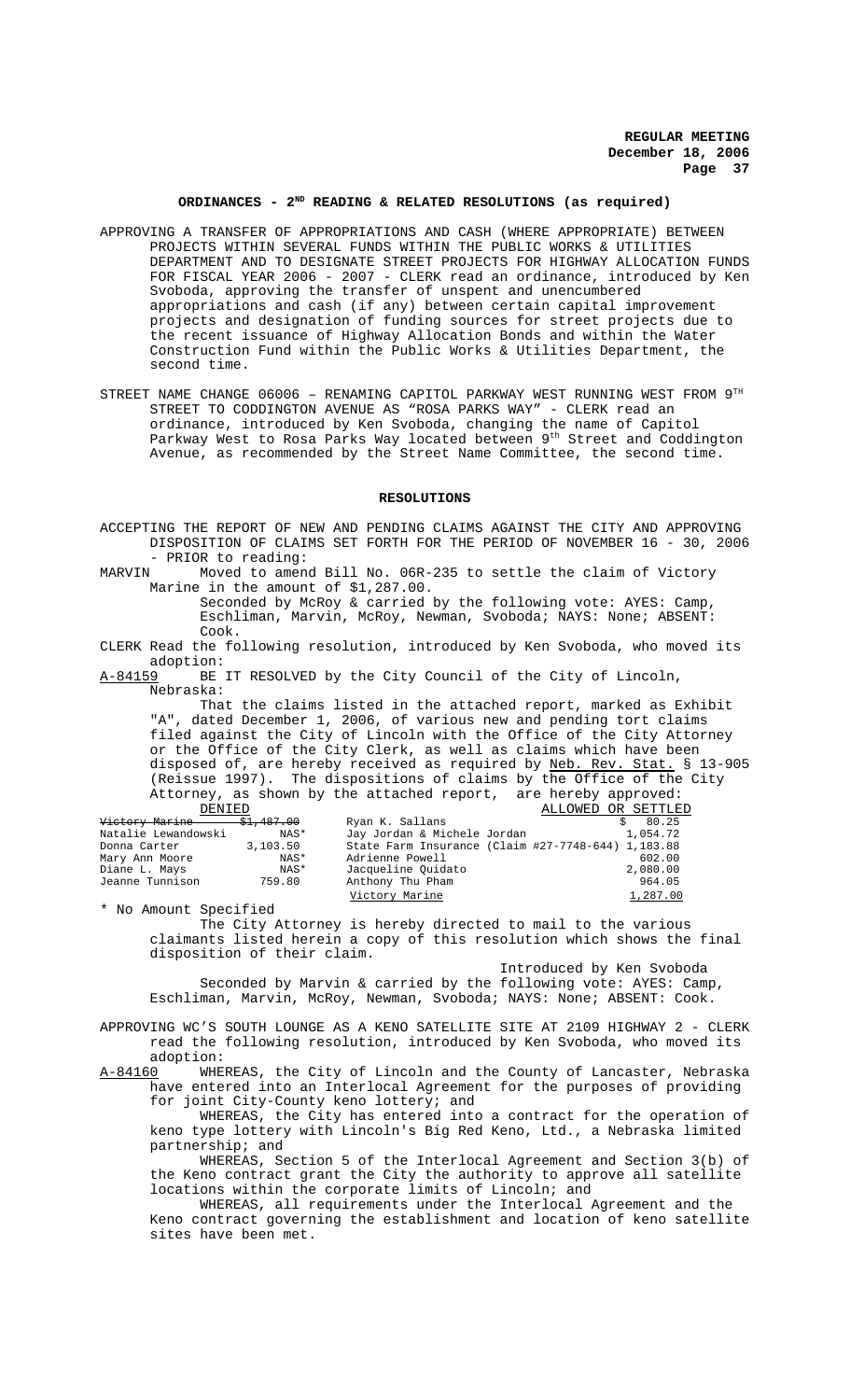## ORDINANCES - 2[ND] READING & RELATED RESOLUTIONS (as required)

APPROVING A TRANSFER OF APPROPRIATIONS AND CASH (WHERE APPROPRIATE) BETWEEN PROJECTS WITHIN SEVERAL FUNDS WITHIN THE PUBLIC WORKS & UTILITIES DEPARTMENT AND TO DESIGNATE STREET PROJECTS FOR HIGHWAY ALLOCATION FUNDS FOR FISCAL YEAR 2006 - 2007 - CLERK read an ordinance, introduced by Ken Svoboda, approving the transfer of unspent and unencumbered appropriations and cash (if any) between certain capital improvement projects and designation of funding sources for street projects due to the recent issuance of Highway Allocation Bonds and within the Water Construction Fund within the Public Works & Utilities Department, the second time.

STREET NAME CHANGE 06006 – RENAMING CAPITOL PARKWAY WEST RUNNING WEST FROM 9[TH] STREET TO CODDINGTON AVENUE AS "ROSA PARKS WAY" - CLERK read an ordinance, introduced by Ken Svoboda, changing the name of Capitol Parkway West to Rosa Parks Way located between 9[th] Street and Coddington Avenue, as recommended by the Street Name Committee, the second time.

## RESOLUTIONS

ACCEPTING THE REPORT OF NEW AND PENDING CLAIMS AGAINST THE CITY AND APPROVING DISPOSITION OF CLAIMS SET FORTH FOR THE PERIOD OF NOVEMBER 16 - 30, 2006 - PRIOR to reading:

MARVIN Moved to amend Bill No. 06R-235 to settle the claim of Victory Marine in the amount of $1,287.00.

Seconded by McRoy & carried by the following vote: AYES: Camp, Eschliman, Marvin, McRoy, Newman, Svoboda; NAYS: None; ABSENT: Cook.

CLERK Read the following resolution, introduced by Ken Svoboda, who moved its adoption:

A-84159 BE IT RESOLVED by the City Council of the City of Lincoln, Nebraska:

That the claims listed in the attached report, marked as Exhibit "A", dated December 1, 2006, of various new and pending tort claims filed against the City of Lincoln with the Office of the City Attorney or the Office of the City Clerk, as well as claims which have been disposed of, are hereby received as required by Neb. Rev. Stat. § 13-905 (Reissue 1997). The dispositions of claims by the Office of the City Attorney, as shown by the attached report, are hereby approved:

| DENIED | | ALLOWED OR SETTLED | |
|---|---|---|---|
| ~~Victory Marine~~ | ~~$1,487.00~~ | Ryan K. Sallans | $ 80.25 |
| Natalie Lewandowski | NAS* | Jay Jordan & Michele Jordan | 1,054.72 |
| Donna Carter | 3,103.50 | State Farm Insurance (Claim #27-7748-644) | 1,183.88 |
| Mary Ann Moore | NAS* | Adrienne Powell | 602.00 |
| Diane L. Mays | NAS* | Jacqueline Quidato | 2,080.00 |
| Jeanne Tunnison | 759.80 | Anthony Thu Pham | 964.05 |
| | | Victory Marine | 1,287.00 |

\* No Amount Specified

The City Attorney is hereby directed to mail to the various claimants listed herein a copy of this resolution which shows the final disposition of their claim.

Introduced by Ken Svoboda

Seconded by Marvin & carried by the following vote: AYES: Camp, Eschliman, Marvin, McRoy, Newman, Svoboda; NAYS: None; ABSENT: Cook.

APPROVING WC'S SOUTH LOUNGE AS A KENO SATELLITE SITE AT 2109 HIGHWAY 2 - CLERK read the following resolution, introduced by Ken Svoboda, who moved its adoption:

A-84160 WHEREAS, the City of Lincoln and the County of Lancaster, Nebraska have entered into an Interlocal Agreement for the purposes of providing for joint City-County keno lottery; and

WHEREAS, the City has entered into a contract for the operation of keno type lottery with Lincoln's Big Red Keno, Ltd., a Nebraska limited partnership; and

WHEREAS, Section 5 of the Interlocal Agreement and Section 3(b) of the Keno contract grant the City the authority to approve all satellite locations within the corporate limits of Lincoln; and

WHEREAS, all requirements under the Interlocal Agreement and the Keno contract governing the establishment and location of keno satellite sites have been met.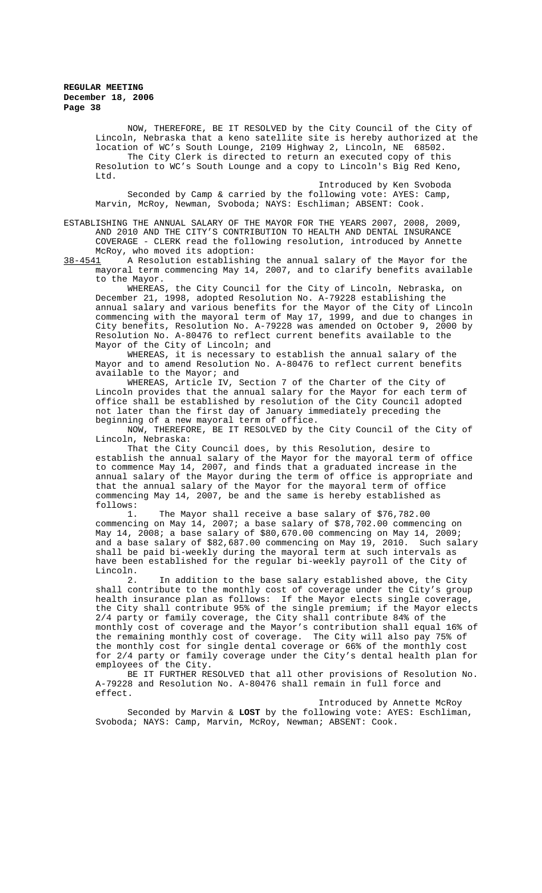NOW, THEREFORE, BE IT RESOLVED by the City Council of the City of Lincoln, Nebraska that a keno satellite site is hereby authorized at the location of WC's South Lounge, 2109 Highway 2, Lincoln, NE 68502.

The City Clerk is directed to return an executed copy of this Resolution to WC's South Lounge and a copy to Lincoln's Big Red Keno, Ltd.

Introduced by Ken Svoboda

Seconded by Camp & carried by the following vote: AYES: Camp, Marvin, McRoy, Newman, Svoboda; NAYS: Eschliman; ABSENT: Cook.

ESTABLISHING THE ANNUAL SALARY OF THE MAYOR FOR THE YEARS 2007, 2008, 2009, AND 2010 AND THE CITY'S CONTRIBUTION TO HEALTH AND DENTAL INSURANCE COVERAGE - CLERK read the following resolution, introduced by Annette McRoy, who moved its adoption:

38-4541 A Resolution establishing the annual salary of the Mayor for the mayoral term commencing May 14, 2007, and to clarify benefits available to the Mayor.

WHEREAS, the City Council for the City of Lincoln, Nebraska, on December 21, 1998, adopted Resolution No. A-79228 establishing the annual salary and various benefits for the Mayor of the City of Lincoln commencing with the mayoral term of May 17, 1999, and due to changes in City benefits, Resolution No. A-79228 was amended on October 9, 2000 by Resolution No. A-80476 to reflect current benefits available to the Mayor of the City of Lincoln; and

WHEREAS, it is necessary to establish the annual salary of the Mayor and to amend Resolution No. A-80476 to reflect current benefits available to the Mayor; and

WHEREAS, Article IV, Section 7 of the Charter of the City of Lincoln provides that the annual salary for the Mayor for each term of office shall be established by resolution of the City Council adopted not later than the first day of January immediately preceding the beginning of a new mayoral term of office.

NOW, THEREFORE, BE IT RESOLVED by the City Council of the City of Lincoln, Nebraska:

That the City Council does, by this Resolution, desire to establish the annual salary of the Mayor for the mayoral term of office to commence May 14, 2007, and finds that a graduated increase in the annual salary of the Mayor during the term of office is appropriate and that the annual salary of the Mayor for the mayoral term of office commencing May 14, 2007, be and the same is hereby established as follows:

1. The Mayor shall receive a base salary of $76,782.00 commencing on May 14, 2007; a base salary of $78,702.00 commencing on May 14, 2008; a base salary of $80,670.00 commencing on May 14, 2009; and a base salary of $82,687.00 commencing on May 19, 2010. Such salary shall be paid bi-weekly during the mayoral term at such intervals as have been established for the regular bi-weekly payroll of the City of Lincoln.

2. In addition to the base salary established above, the City shall contribute to the monthly cost of coverage under the City's group health insurance plan as follows: If the Mayor elects single coverage, the City shall contribute 95% of the single premium; if the Mayor elects 2/4 party or family coverage, the City shall contribute 84% of the monthly cost of coverage and the Mayor's contribution shall equal 16% of the remaining monthly cost of coverage. The City will also pay 75% of the monthly cost for single dental coverage or 66% of the monthly cost for 2/4 party or family coverage under the City's dental health plan for employees of the City.

BE IT FURTHER RESOLVED that all other provisions of Resolution No. A-79228 and Resolution No. A-80476 shall remain in full force and effect.

Introduced by Annette McRoy

Seconded by Marvin & **LOST** by the following vote: AYES: Eschliman, Svoboda; NAYS: Camp, Marvin, McRoy, Newman; ABSENT: Cook.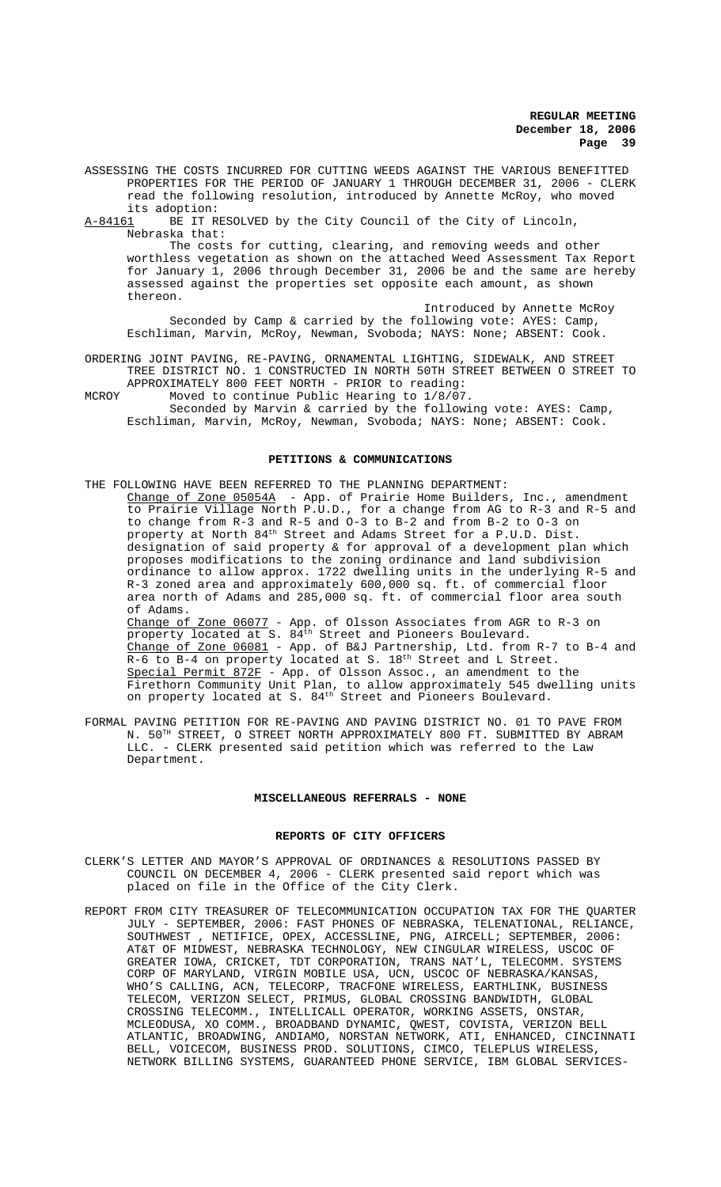ASSESSING THE COSTS INCURRED FOR CUTTING WEEDS AGAINST THE VARIOUS BENEFITTED PROPERTIES FOR THE PERIOD OF JANUARY 1 THROUGH DECEMBER 31, 2006 - CLERK read the following resolution, introduced by Annette McRoy, who moved its adoption:

A-84161 BE IT RESOLVED by the City Council of the City of Lincoln, Nebraska that:

The costs for cutting, clearing, and removing weeds and other worthless vegetation as shown on the attached Weed Assessment Tax Report for January 1, 2006 through December 31, 2006 be and the same are hereby assessed against the properties set opposite each amount, as shown thereon.

Introduced by Annette McRoy

Seconded by Camp & carried by the following vote: AYES: Camp, Eschliman, Marvin, McRoy, Newman, Svoboda; NAYS: None; ABSENT: Cook.

ORDERING JOINT PAVING, RE-PAVING, ORNAMENTAL LIGHTING, SIDEWALK, AND STREET TREE DISTRICT NO. 1 CONSTRUCTED IN NORTH 50TH STREET BETWEEN O STREET TO APPROXIMATELY 800 FEET NORTH - PRIOR to reading:

MCROY Moved to continue Public Hearing to 1/8/07.

Seconded by Marvin & carried by the following vote: AYES: Camp, Eschliman, Marvin, McRoy, Newman, Svoboda; NAYS: None; ABSENT: Cook.

## PETITIONS & COMMUNICATIONS

THE FOLLOWING HAVE BEEN REFERRED TO THE PLANNING DEPARTMENT:

Change of Zone 05054A - App. of Prairie Home Builders, Inc., amendment to Prairie Village North P.U.D., for a change from AG to R-3 and R-5 and to change from R-3 and R-5 and O-3 to B-2 and from B-2 to O-3 on property at North 84th Street and Adams Street for a P.U.D. Dist. designation of said property & for approval of a development plan which proposes modifications to the zoning ordinance and land subdivision ordinance to allow approx. 1722 dwelling units in the underlying R-5 and R-3 zoned area and approximately 600,000 sq. ft. of commercial floor area north of Adams and 285,000 sq. ft. of commercial floor area south of Adams.

Change of Zone 06077 - App. of Olsson Associates from AGR to R-3 on property located at S. 84th Street and Pioneers Boulevard.

Change of Zone 06081 - App. of B&J Partnership, Ltd. from R-7 to B-4 and R-6 to B-4 on property located at S. 18th Street and L Street.

Special Permit 872F - App. of Olsson Assoc., an amendment to the Firethorn Community Unit Plan, to allow approximately 545 dwelling units on property located at S. 84th Street and Pioneers Boulevard.

FORMAL PAVING PETITION FOR RE-PAVING AND PAVING DISTRICT NO. 01 TO PAVE FROM N. 50TH STREET, O STREET NORTH APPROXIMATELY 800 FT. SUBMITTED BY ABRAM LLC. - CLERK presented said petition which was referred to the Law Department.

## MISCELLANEOUS REFERRALS - NONE

## REPORTS OF CITY OFFICERS

CLERK'S LETTER AND MAYOR'S APPROVAL OF ORDINANCES & RESOLUTIONS PASSED BY COUNCIL ON DECEMBER 4, 2006 - CLERK presented said report which was placed on file in the Office of the City Clerk.

REPORT FROM CITY TREASURER OF TELECOMMUNICATION OCCUPATION TAX FOR THE QUARTER JULY - SEPTEMBER, 2006: FAST PHONES OF NEBRASKA, TELENATIONAL, RELIANCE, SOUTHWEST , NETIFICE, OPEX, ACCESSLINE, PNG, AIRCELL; SEPTEMBER, 2006: AT&T OF MIDWEST, NEBRASKA TECHNOLOGY, NEW CINGULAR WIRELESS, USCOC OF GREATER IOWA, CRICKET, TDT CORPORATION, TRANS NAT'L, TELECOMM. SYSTEMS CORP OF MARYLAND, VIRGIN MOBILE USA, UCN, USCOC OF NEBRASKA/KANSAS, WHO'S CALLING, ACN, TELECORP, TRACFONE WIRELESS, EARTHLINK, BUSINESS TELECOM, VERIZON SELECT, PRIMUS, GLOBAL CROSSING BANDWIDTH, GLOBAL CROSSING TELECOMM., INTELLICALL OPERATOR, WORKING ASSETS, ONSTAR, MCLEODUSA, XO COMM., BROADBAND DYNAMIC, QWEST, COVISTA, VERIZON BELL ATLANTIC, BROADWING, ANDIAMO, NORSTAN NETWORK, ATI, ENHANCED, CINCINNATI BELL, VOICECOM, BUSINESS PROD. SOLUTIONS, CIMCO, TELEPLUS WIRELESS, NETWORK BILLING SYSTEMS, GUARANTEED PHONE SERVICE, IBM GLOBAL SERVICES-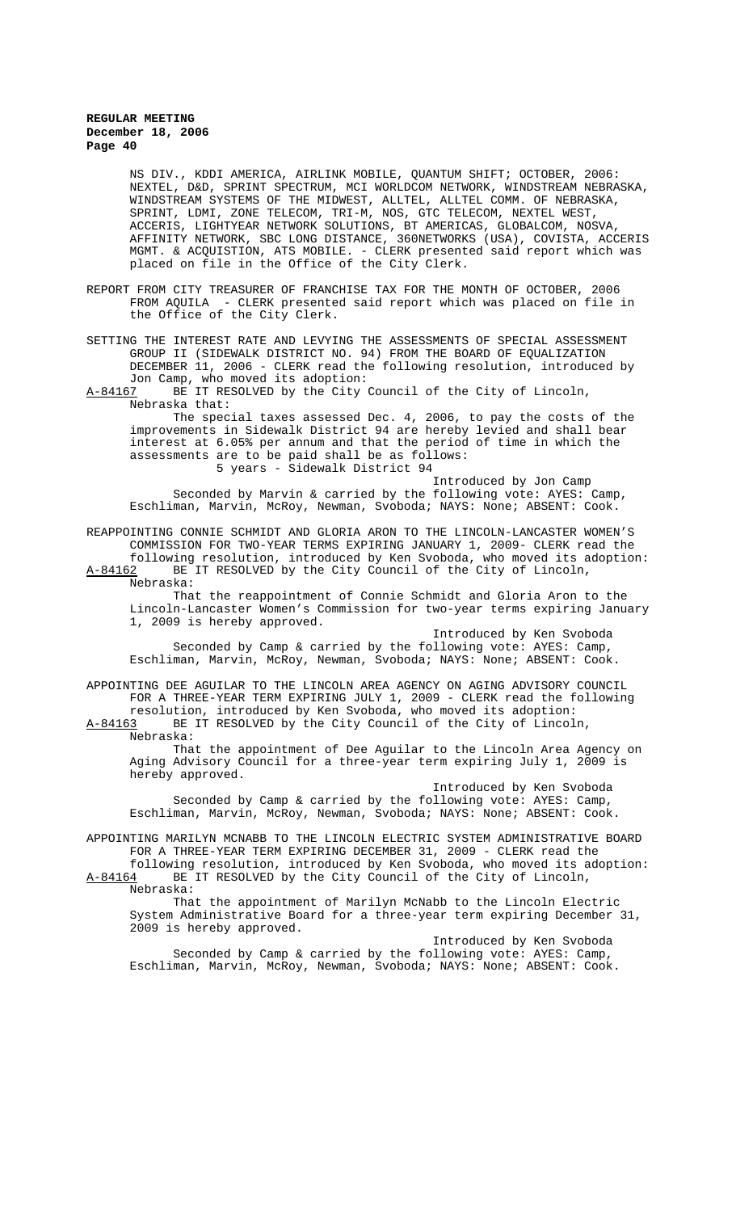NS DIV., KDDI AMERICA, AIRLINK MOBILE, QUANTUM SHIFT; OCTOBER, 2006: NEXTEL, D&D, SPRINT SPECTRUM, MCI WORLDCOM NETWORK, WINDSTREAM NEBRASKA, WINDSTREAM SYSTEMS OF THE MIDWEST, ALLTEL, ALLTEL COMM. OF NEBRASKA, SPRINT, LDMI, ZONE TELECOM, TRI-M, NOS, GTC TELECOM, NEXTEL WEST, ACCERIS, LIGHTYEAR NETWORK SOLUTIONS, BT AMERICAS, GLOBALCOM, NOSVA, AFFINITY NETWORK, SBC LONG DISTANCE, 360NETWORKS (USA), COVISTA, ACCERIS MGMT. & ACQUISTION, ATS MOBILE. - CLERK presented said report which was placed on file in the Office of the City Clerk.

REPORT FROM CITY TREASURER OF FRANCHISE TAX FOR THE MONTH OF OCTOBER, 2006 FROM AQUILA - CLERK presented said report which was placed on file in the Office of the City Clerk.

SETTING THE INTEREST RATE AND LEVYING THE ASSESSMENTS OF SPECIAL ASSESSMENT GROUP II (SIDEWALK DISTRICT NO. 94) FROM THE BOARD OF EQUALIZATION DECEMBER 11, 2006 - CLERK read the following resolution, introduced by Jon Camp, who moved its adoption:

A-84167 BE IT RESOLVED by the City Council of the City of Lincoln, Nebraska that:

The special taxes assessed Dec. 4, 2006, to pay the costs of the improvements in Sidewalk District 94 are hereby levied and shall bear interest at 6.05% per annum and that the period of time in which the assessments are to be paid shall be as follows:

5 years - Sidewalk District 94

Introduced by Jon Camp

Seconded by Marvin & carried by the following vote: AYES: Camp, Eschliman, Marvin, McRoy, Newman, Svoboda; NAYS: None; ABSENT: Cook.

REAPPOINTING CONNIE SCHMIDT AND GLORIA ARON TO THE LINCOLN-LANCASTER WOMEN'S COMMISSION FOR TWO-YEAR TERMS EXPIRING JANUARY 1, 2009- CLERK read the following resolution, introduced by Ken Svoboda, who moved its adoption:

A-84162 BE IT RESOLVED by the City Council of the City of Lincoln, Nebraska:

That the reappointment of Connie Schmidt and Gloria Aron to the Lincoln-Lancaster Women's Commission for two-year terms expiring January 1, 2009 is hereby approved.

Introduced by Ken Svoboda

Seconded by Camp & carried by the following vote: AYES: Camp, Eschliman, Marvin, McRoy, Newman, Svoboda; NAYS: None; ABSENT: Cook.

APPOINTING DEE AGUILAR TO THE LINCOLN AREA AGENCY ON AGING ADVISORY COUNCIL FOR A THREE-YEAR TERM EXPIRING JULY 1, 2009 - CLERK read the following resolution, introduced by Ken Svoboda, who moved its adoption:

A-84163 BE IT RESOLVED by the City Council of the City of Lincoln, Nebraska:

That the appointment of Dee Aguilar to the Lincoln Area Agency on Aging Advisory Council for a three-year term expiring July 1, 2009 is hereby approved.

Introduced by Ken Svoboda

Seconded by Camp & carried by the following vote: AYES: Camp, Eschliman, Marvin, McRoy, Newman, Svoboda; NAYS: None; ABSENT: Cook.

APPOINTING MARILYN MCNABB TO THE LINCOLN ELECTRIC SYSTEM ADMINISTRATIVE BOARD FOR A THREE-YEAR TERM EXPIRING DECEMBER 31, 2009 - CLERK read the following resolution, introduced by Ken Svoboda, who moved its adoption:

A-84164 BE IT RESOLVED by the City Council of the City of Lincoln, Nebraska:

That the appointment of Marilyn McNabb to the Lincoln Electric System Administrative Board for a three-year term expiring December 31, 2009 is hereby approved.

Introduced by Ken Svoboda

Seconded by Camp & carried by the following vote: AYES: Camp, Eschliman, Marvin, McRoy, Newman, Svoboda; NAYS: None; ABSENT: Cook.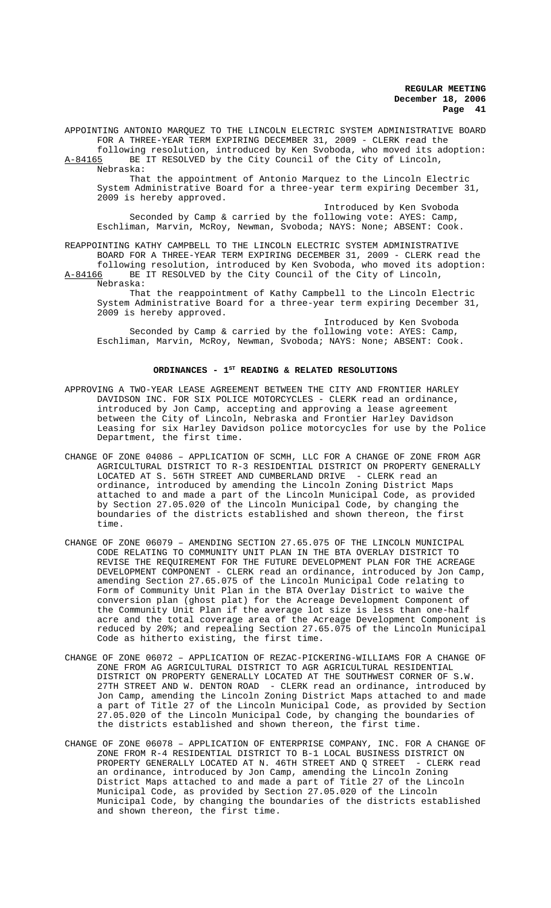APPOINTING ANTONIO MARQUEZ TO THE LINCOLN ELECTRIC SYSTEM ADMINISTRATIVE BOARD FOR A THREE-YEAR TERM EXPIRING DECEMBER 31, 2009 - CLERK read the following resolution, introduced by Ken Svoboda, who moved its adoption:

A-84165 BE IT RESOLVED by the City Council of the City of Lincoln, Nebraska:

That the appointment of Antonio Marquez to the Lincoln Electric System Administrative Board for a three-year term expiring December 31, 2009 is hereby approved.

Introduced by Ken Svoboda

Seconded by Camp & carried by the following vote: AYES: Camp, Eschliman, Marvin, McRoy, Newman, Svoboda; NAYS: None; ABSENT: Cook.

REAPPOINTING KATHY CAMPBELL TO THE LINCOLN ELECTRIC SYSTEM ADMINISTRATIVE BOARD FOR A THREE-YEAR TERM EXPIRING DECEMBER 31, 2009 - CLERK read the following resolution, introduced by Ken Svoboda, who moved its adoption:

A-84166 BE IT RESOLVED by the City Council of the City of Lincoln, Nebraska:

That the reappointment of Kathy Campbell to the Lincoln Electric System Administrative Board for a three-year term expiring December 31, 2009 is hereby approved.

Introduced by Ken Svoboda

Seconded by Camp & carried by the following vote: AYES: Camp, Eschliman, Marvin, McRoy, Newman, Svoboda; NAYS: None; ABSENT: Cook.

## ORDINANCES - 1ST READING & RELATED RESOLUTIONS

APPROVING A TWO-YEAR LEASE AGREEMENT BETWEEN THE CITY AND FRONTIER HARLEY DAVIDSON INC. FOR SIX POLICE MOTORCYCLES - CLERK read an ordinance, introduced by Jon Camp, accepting and approving a lease agreement between the City of Lincoln, Nebraska and Frontier Harley Davidson Leasing for six Harley Davidson police motorcycles for use by the Police Department, the first time.

CHANGE OF ZONE 04086 – APPLICATION OF SCMH, LLC FOR A CHANGE OF ZONE FROM AGR AGRICULTURAL DISTRICT TO R-3 RESIDENTIAL DISTRICT ON PROPERTY GENERALLY LOCATED AT S. 56TH STREET AND CUMBERLAND DRIVE - CLERK read an ordinance, introduced by amending the Lincoln Zoning District Maps attached to and made a part of the Lincoln Municipal Code, as provided by Section 27.05.020 of the Lincoln Municipal Code, by changing the boundaries of the districts established and shown thereon, the first time.

CHANGE OF ZONE 06079 – AMENDING SECTION 27.65.075 OF THE LINCOLN MUNICIPAL CODE RELATING TO COMMUNITY UNIT PLAN IN THE BTA OVERLAY DISTRICT TO REVISE THE REQUIREMENT FOR THE FUTURE DEVELOPMENT PLAN FOR THE ACREAGE DEVELOPMENT COMPONENT - CLERK read an ordinance, introduced by Jon Camp, amending Section 27.65.075 of the Lincoln Municipal Code relating to Form of Community Unit Plan in the BTA Overlay District to waive the conversion plan (ghost plat) for the Acreage Development Component of the Community Unit Plan if the average lot size is less than one-half acre and the total coverage area of the Acreage Development Component is reduced by 20%; and repealing Section 27.65.075 of the Lincoln Municipal Code as hitherto existing, the first time.

CHANGE OF ZONE 06072 – APPLICATION OF REZAC-PICKERING-WILLIAMS FOR A CHANGE OF ZONE FROM AG AGRICULTURAL DISTRICT TO AGR AGRICULTURAL RESIDENTIAL DISTRICT ON PROPERTY GENERALLY LOCATED AT THE SOUTHWEST CORNER OF S.W. 27TH STREET AND W. DENTON ROAD - CLERK read an ordinance, introduced by Jon Camp, amending the Lincoln Zoning District Maps attached to and made a part of Title 27 of the Lincoln Municipal Code, as provided by Section 27.05.020 of the Lincoln Municipal Code, by changing the boundaries of the districts established and shown thereon, the first time.

CHANGE OF ZONE 06078 – APPLICATION OF ENTERPRISE COMPANY, INC. FOR A CHANGE OF ZONE FROM R-4 RESIDENTIAL DISTRICT TO B-1 LOCAL BUSINESS DISTRICT ON PROPERTY GENERALLY LOCATED AT N. 46TH STREET AND Q STREET - CLERK read an ordinance, introduced by Jon Camp, amending the Lincoln Zoning District Maps attached to and made a part of Title 27 of the Lincoln Municipal Code, as provided by Section 27.05.020 of the Lincoln Municipal Code, by changing the boundaries of the districts established and shown thereon, the first time.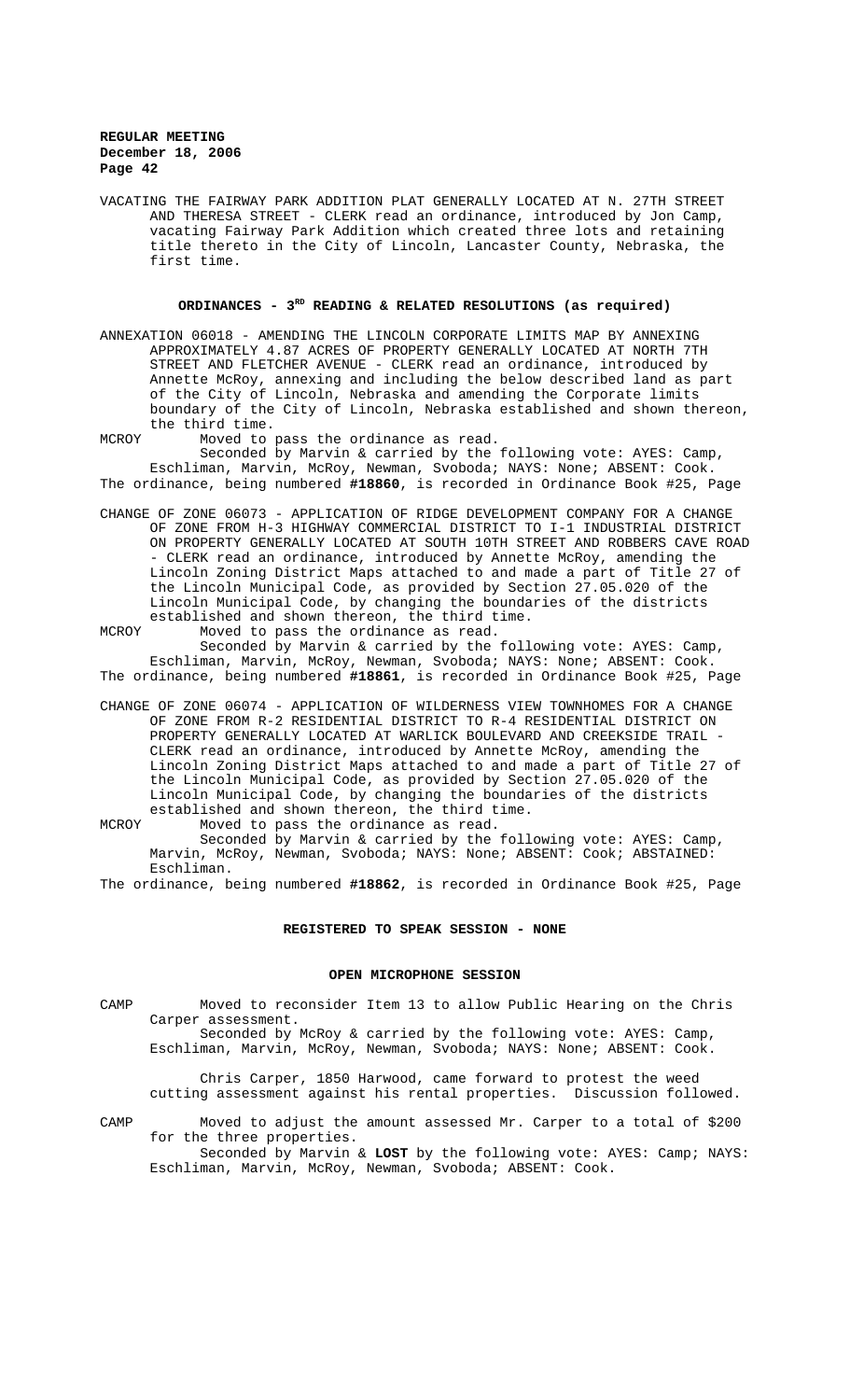VACATING THE FAIRWAY PARK ADDITION PLAT GENERALLY LOCATED AT N. 27TH STREET AND THERESA STREET - CLERK read an ordinance, introduced by Jon Camp, vacating Fairway Park Addition which created three lots and retaining title thereto in the City of Lincoln, Lancaster County, Nebraska, the first time.

## ORDINANCES - 3RD READING & RELATED RESOLUTIONS (as required)

ANNEXATION 06018 - AMENDING THE LINCOLN CORPORATE LIMITS MAP BY ANNEXING APPROXIMATELY 4.87 ACRES OF PROPERTY GENERALLY LOCATED AT NORTH 7TH STREET AND FLETCHER AVENUE - CLERK read an ordinance, introduced by Annette McRoy, annexing and including the below described land as part of the City of Lincoln, Nebraska and amending the Corporate limits boundary of the City of Lincoln, Nebraska established and shown thereon, the third time.

MCROY Moved to pass the ordinance as read.

Seconded by Marvin & carried by the following vote: AYES: Camp, Eschliman, Marvin, McRoy, Newman, Svoboda; NAYS: None; ABSENT: Cook.

The ordinance, being numbered **#18860**, is recorded in Ordinance Book #25, Page

CHANGE OF ZONE 06073 - APPLICATION OF RIDGE DEVELOPMENT COMPANY FOR A CHANGE OF ZONE FROM H-3 HIGHWAY COMMERCIAL DISTRICT TO I-1 INDUSTRIAL DISTRICT ON PROPERTY GENERALLY LOCATED AT SOUTH 10TH STREET AND ROBBERS CAVE ROAD - CLERK read an ordinance, introduced by Annette McRoy, amending the Lincoln Zoning District Maps attached to and made a part of Title 27 of the Lincoln Municipal Code, as provided by Section 27.05.020 of the Lincoln Municipal Code, by changing the boundaries of the districts established and shown thereon, the third time.

MCROY Moved to pass the ordinance as read.

Seconded by Marvin & carried by the following vote: AYES: Camp, Eschliman, Marvin, McRoy, Newman, Svoboda; NAYS: None; ABSENT: Cook.

The ordinance, being numbered **#18861**, is recorded in Ordinance Book #25, Page

CHANGE OF ZONE 06074 - APPLICATION OF WILDERNESS VIEW TOWNHOMES FOR A CHANGE OF ZONE FROM R-2 RESIDENTIAL DISTRICT TO R-4 RESIDENTIAL DISTRICT ON PROPERTY GENERALLY LOCATED AT WARLICK BOULEVARD AND CREEKSIDE TRAIL - CLERK read an ordinance, introduced by Annette McRoy, amending the Lincoln Zoning District Maps attached to and made a part of Title 27 of the Lincoln Municipal Code, as provided by Section 27.05.020 of the Lincoln Municipal Code, by changing the boundaries of the districts established and shown thereon, the third time.

MCROY Moved to pass the ordinance as read.

Seconded by Marvin & carried by the following vote: AYES: Camp, Marvin, McRoy, Newman, Svoboda; NAYS: None; ABSENT: Cook; ABSTAINED: Eschliman.

The ordinance, being numbered **#18862**, is recorded in Ordinance Book #25, Page

## REGISTERED TO SPEAK SESSION - NONE

## OPEN MICROPHONE SESSION

CAMP Moved to reconsider Item 13 to allow Public Hearing on the Chris Carper assessment.

Seconded by McRoy & carried by the following vote: AYES: Camp, Eschliman, Marvin, McRoy, Newman, Svoboda; NAYS: None; ABSENT: Cook.

Chris Carper, 1850 Harwood, came forward to protest the weed cutting assessment against his rental properties. Discussion followed.

CAMP Moved to adjust the amount assessed Mr. Carper to a total of $200 for the three properties.

Seconded by Marvin & **LOST** by the following vote: AYES: Camp; NAYS: Eschliman, Marvin, McRoy, Newman, Svoboda; ABSENT: Cook.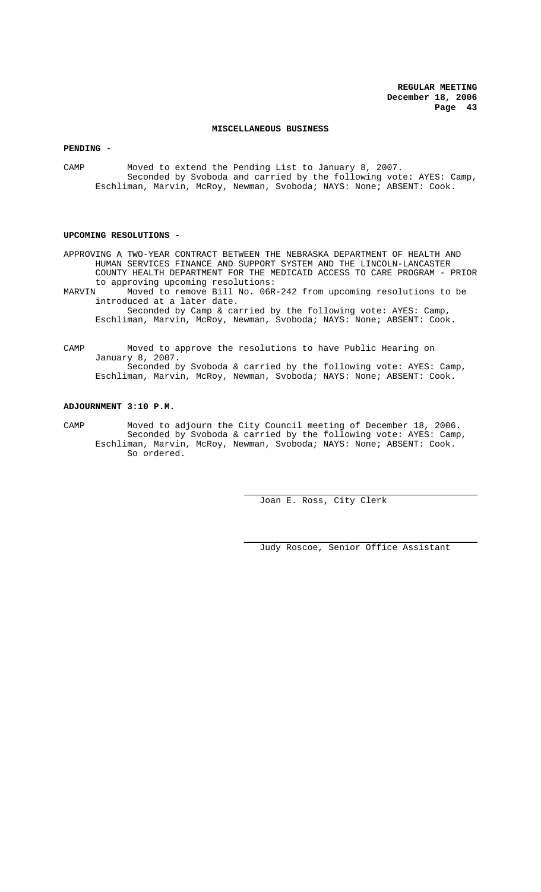## MISCELLANEOUS BUSINESS

**PENDING -**

CAMP Moved to extend the Pending List to January 8, 2007.
Seconded by Svoboda and carried by the following vote: AYES: Camp, Eschliman, Marvin, McRoy, Newman, Svoboda; NAYS: None; ABSENT: Cook.

**UPCOMING RESOLUTIONS -**

APPROVING A TWO-YEAR CONTRACT BETWEEN THE NEBRASKA DEPARTMENT OF HEALTH AND HUMAN SERVICES FINANCE AND SUPPORT SYSTEM AND THE LINCOLN-LANCASTER COUNTY HEALTH DEPARTMENT FOR THE MEDICAID ACCESS TO CARE PROGRAM - PRIOR to approving upcoming resolutions:

MARVIN Moved to remove Bill No. 06R-242 from upcoming resolutions to be introduced at a later date.
Seconded by Camp & carried by the following vote: AYES: Camp, Eschliman, Marvin, McRoy, Newman, Svoboda; NAYS: None; ABSENT: Cook.

CAMP Moved to approve the resolutions to have Public Hearing on January 8, 2007.
Seconded by Svoboda & carried by the following vote: AYES: Camp, Eschliman, Marvin, McRoy, Newman, Svoboda; NAYS: None; ABSENT: Cook.

**ADJOURNMENT 3:10 P.M.**

CAMP Moved to adjourn the City Council meeting of December 18, 2006.
Seconded by Svoboda & carried by the following vote: AYES: Camp, Eschliman, Marvin, McRoy, Newman, Svoboda; NAYS: None; ABSENT: Cook.
So ordered.

Joan E. Ross, City Clerk

Judy Roscoe, Senior Office Assistant